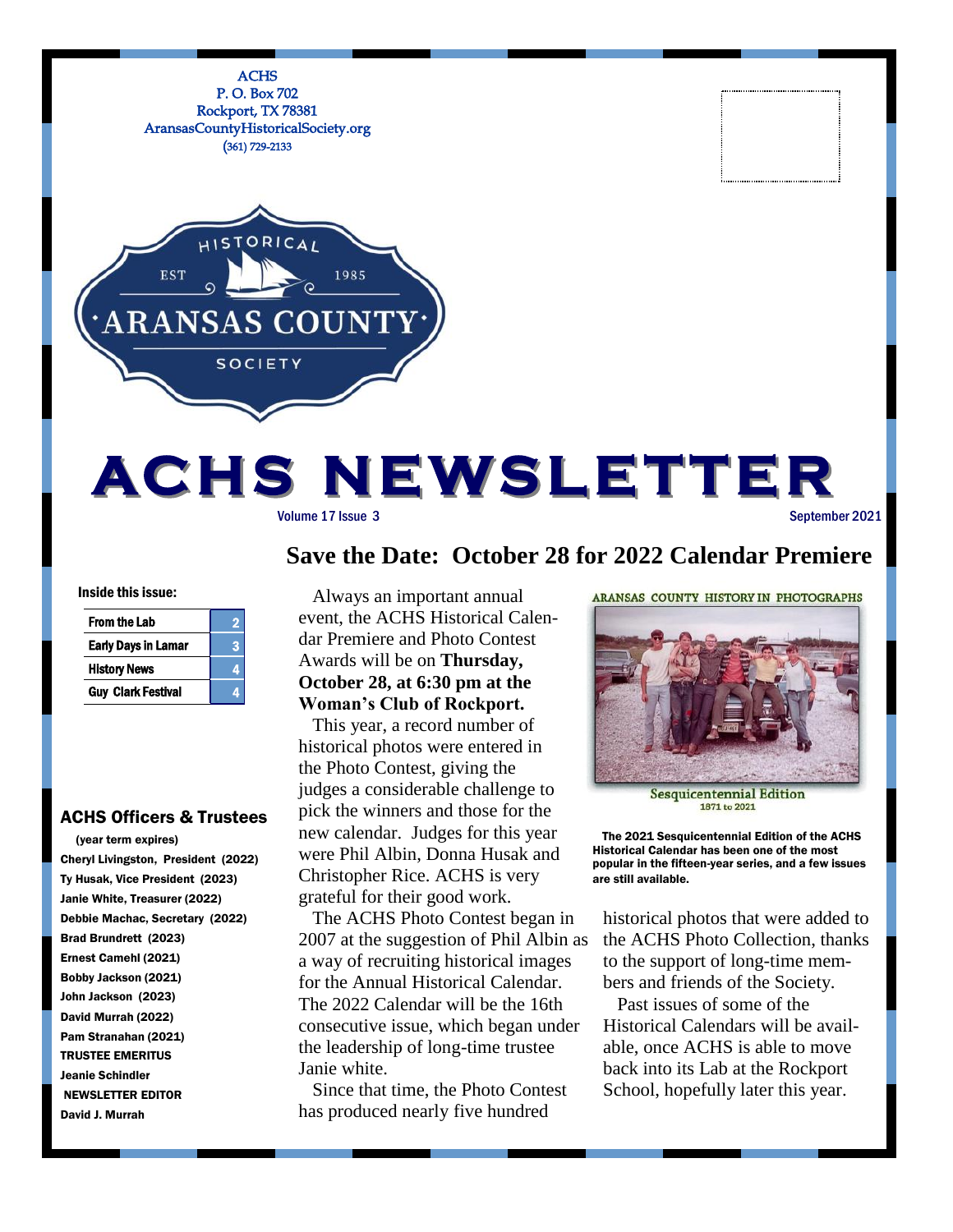ACHS
P. O. Box 702
Rockport, TX 78381
AransasCountyHistoricalSociety.org
(361) 729-2133

HISTORICAL
EST 1985
ARANSAS COUNTY
SOCIETY

# ACHS NEWSLETTER

Volume 17 Issue 3 September 2021

**Inside this issue:**

| | |
|---|---|
| From the Lab | 2 |
| Early Days in Lamar | 3 |
| History News | 4 |
| Guy Clark Festival | 4 |

### ACHS Officers & Trustees

(year term expires)

Cheryl Livingston, President (2022)
Ty Husak, Vice President (2023)
Janie White, Treasurer (2022)
Debbie Machac, Secretary (2022)
Brad Brundrett (2023)
Ernest Camehl (2021)
Bobby Jackson (2021)
John Jackson (2023)
David Murrah (2022)
Pam Stranahan (2021)

TRUSTEE EMERITUS
Jeanie Schindler

NEWSLETTER EDITOR
David J. Murrah

## Save the Date: October 28 for 2022 Calendar Premiere

Always an important annual event, the ACHS Historical Calendar Premiere and Photo Contest Awards will be on **Thursday, October 28, at 6:30 pm at the Woman's Club of Rockport.**

This year, a record number of historical photos were entered in the Photo Contest, giving the judges a considerable challenge to pick the winners and those for the new calendar. Judges for this year were Phil Albin, Donna Husak and Christopher Rice. ACHS is very grateful for their good work.

The ACHS Photo Contest began in 2007 at the suggestion of Phil Albin as a way of recruiting historical images for the Annual Historical Calendar. The 2022 Calendar will be the 16th consecutive issue, which began under the leadership of long-time trustee Janie white.

Since that time, the Photo Contest has produced nearly five hundred historical photos that were added to the ACHS Photo Collection, thanks to the support of long-time members and friends of the Society.

Past issues of some of the Historical Calendars will be available, once ACHS is able to move back into its Lab at the Rockport School, hopefully later this year.

ARANSAS COUNTY HISTORY IN PHOTOGRAPHS

Sesquicentennial Edition
1871 to 2021

**The 2021 Sesquicentennial Edition of the ACHS Historical Calendar has been one of the most popular in the fifteen-year series, and a few issues are still available.**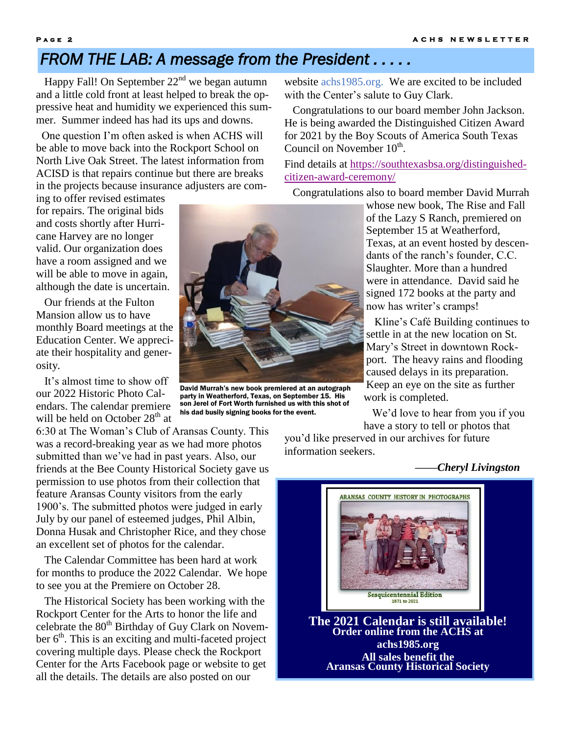## FROM THE LAB: A message from the President . . . . .

Happy Fall! On September 22nd we began autumn and a little cold front at least helped to break the oppressive heat and humidity we experienced this summer. Summer indeed has had its ups and downs.

One question I'm often asked is when ACHS will be able to move back into the Rockport School on North Live Oak Street. The latest information from ACISD is that repairs continue but there are breaks in the projects because insurance adjusters are coming to offer revised estimates for repairs. The original bids and costs shortly after Hurricane Harvey are no longer valid. Our organization does have a room assigned and we will be able to move in again, although the date is uncertain.

Our friends at the Fulton Mansion allow us to have monthly Board meetings at the Education Center. We appreciate their hospitality and generosity.

It's almost time to show off our 2022 Historic Photo Calendars. The calendar premiere will be held on October 28th at 6:30 at The Woman's Club of Aransas County. This was a record-breaking year as we had more photos submitted than we've had in past years. Also, our friends at the Bee County Historical Society gave us permission to use photos from their collection that feature Aransas County visitors from the early 1900's. The submitted photos were judged in early July by our panel of esteemed judges, Phil Albin, Donna Husak and Christopher Rice, and they chose an excellent set of photos for the calendar.

The Calendar Committee has been hard at work for months to produce the 2022 Calendar. We hope to see you at the Premiere on October 28.

The Historical Society has been working with the Rockport Center for the Arts to honor the life and celebrate the 80th Birthday of Guy Clark on November 6th. This is an exciting and multi-faceted project covering multiple days. Please check the Rockport Center for the Arts Facebook page or website to get all the details. The details are also posted on our website achs1985.org. We are excited to be included with the Center's salute to Guy Clark.

Congratulations to our board member John Jackson. He is being awarded the Distinguished Citizen Award for 2021 by the Boy Scouts of America South Texas Council on November 10th.

Find details at https://southtexasbsa.org/distinguished-citizen-award-ceremony/

Congratulations also to board member David Murrah whose new book, The Rise and Fall of the Lazy S Ranch, premiered on September 15 at Weatherford, Texas, at an event hosted by descendants of the ranch's founder, C.C. Slaughter. More than a hundred were in attendance. David said he signed 172 books at the party and now has writer's cramps!

**David Murrah's new book premiered at an autograph party in Weatherford, Texas, on September 15. His son Jerel of Fort Worth furnished us with this shot of his dad busily signing books for the event.**

Kline's Café Building continues to settle in at the new location on St. Mary's Street in downtown Rockport. The heavy rains and flooding caused delays in its preparation. Keep an eye on the site as further work is completed.

We'd love to hear from you if you have a story to tell or photos that you'd like preserved in our archives for future information seekers.

——*Cheryl Livingston*

ARANSAS COUNTY HISTORY IN PHOTOGRAPHS

Sesquicentennial Edition 1871 to 2021

**The 2021 Calendar is still available!**
**Order online from the ACHS at achs1985.org**
**All sales benefit the Aransas County Historical Society**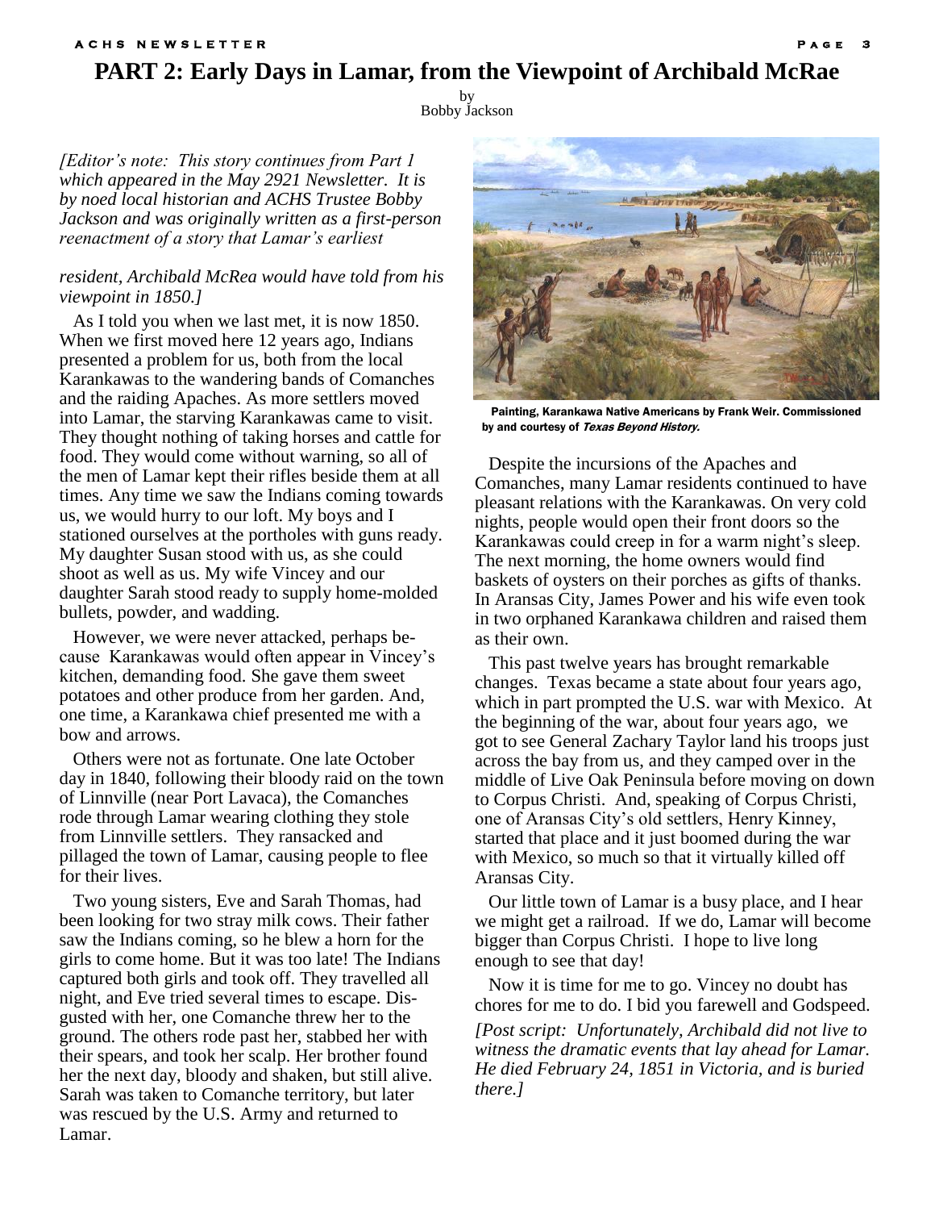# PART 2: Early Days in Lamar, from the Viewpoint of Archibald McRae

by
Bobby Jackson

*[Editor's note: This story continues from Part 1 which appeared in the May 2921 Newsletter. It is by noed local historian and ACHS Trustee Bobby Jackson and was originally written as a first-person reenactment of a story that Lamar's earliest resident, Archibald McRea would have told from his viewpoint in 1850.]*

As I told you when we last met, it is now 1850. When we first moved here 12 years ago, Indians presented a problem for us, both from the local Karankawas to the wandering bands of Comanches and the raiding Apaches. As more settlers moved into Lamar, the starving Karankawas came to visit. They thought nothing of taking horses and cattle for food. They would come without warning, so all of the men of Lamar kept their rifles beside them at all times. Any time we saw the Indians coming towards us, we would hurry to our loft. My boys and I stationed ourselves at the portholes with guns ready. My daughter Susan stood with us, as she could shoot as well as us. My wife Vincey and our daughter Sarah stood ready to supply home-molded bullets, powder, and wadding.

However, we were never attacked, perhaps because Karankawas would often appear in Vincey's kitchen, demanding food. She gave them sweet potatoes and other produce from her garden. And, one time, a Karankawa chief presented me with a bow and arrows.

Others were not as fortunate. One late October day in 1840, following their bloody raid on the town of Linnville (near Port Lavaca), the Comanches rode through Lamar wearing clothing they stole from Linnville settlers. They ransacked and pillaged the town of Lamar, causing people to flee for their lives.

Two young sisters, Eve and Sarah Thomas, had been looking for two stray milk cows. Their father saw the Indians coming, so he blew a horn for the girls to come home. But it was too late! The Indians captured both girls and took off. They travelled all night, and Eve tried several times to escape. Disgusted with her, one Comanche threw her to the ground. The others rode past her, stabbed her with their spears, and took her scalp. Her brother found her the next day, bloody and shaken, but still alive. Sarah was taken to Comanche territory, but later was rescued by the U.S. Army and returned to Lamar.

**Painting, Karankawa Native Americans by Frank Weir. Commissioned by and courtesy of *Texas Beyond History*.**

Despite the incursions of the Apaches and Comanches, many Lamar residents continued to have pleasant relations with the Karankawas. On very cold nights, people would open their front doors so the Karankawas could creep in for a warm night's sleep. The next morning, the home owners would find baskets of oysters on their porches as gifts of thanks. In Aransas City, James Power and his wife even took in two orphaned Karankawa children and raised them as their own.

This past twelve years has brought remarkable changes. Texas became a state about four years ago, which in part prompted the U.S. war with Mexico. At the beginning of the war, about four years ago, we got to see General Zachary Taylor land his troops just across the bay from us, and they camped over in the middle of Live Oak Peninsula before moving on down to Corpus Christi. And, speaking of Corpus Christi, one of Aransas City's old settlers, Henry Kinney, started that place and it just boomed during the war with Mexico, so much so that it virtually killed off Aransas City.

Our little town of Lamar is a busy place, and I hear we might get a railroad. If we do, Lamar will become bigger than Corpus Christi. I hope to live long enough to see that day!

Now it is time for me to go. Vincey no doubt has chores for me to do. I bid you farewell and Godspeed.

*[Post script: Unfortunately, Archibald did not live to witness the dramatic events that lay ahead for Lamar. He died February 24, 1851 in Victoria, and is buried there.]*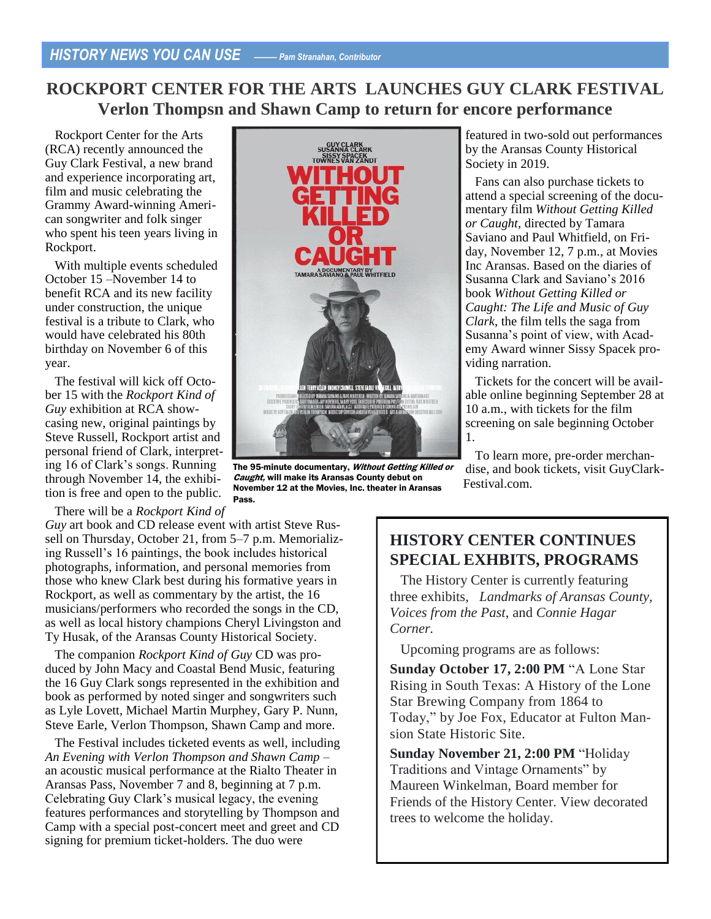*HISTORY NEWS YOU CAN USE* —— *Pam Stranahan, Contributor*

## ROCKPORT CENTER FOR THE ARTS LAUNCHES GUY CLARK FESTIVAL

### Verlon Thompsn and Shawn Camp to return for encore performance

Rockport Center for the Arts (RCA) recently announced the Guy Clark Festival, a new brand and experience incorporating art, film and music celebrating the Grammy Award-winning American songwriter and folk singer who spent his teen years living in Rockport.

With multiple events scheduled October 15 –November 14 to benefit RCA and its new facility under construction, the unique festival is a tribute to Clark, who would have celebrated his 80th birthday on November 6 of this year.

The festival will kick off October 15 with the *Rockport Kind of Guy* exhibition at RCA showcasing new, original paintings by Steve Russell, Rockport artist and personal friend of Clark, interpreting 16 of Clark's songs. Running through November 14, the exhibition is free and open to the public.

There will be a *Rockport Kind of Guy* art book and CD release event with artist Steve Russell on Thursday, October 21, from 5–7 p.m. Memorializing Russell's 16 paintings, the book includes historical photographs, information, and personal memories from those who knew Clark best during his formative years in Rockport, as well as commentary by the artist, the 16 musicians/performers who recorded the songs in the CD, as well as local history champions Cheryl Livingston and Ty Husak, of the Aransas County Historical Society.

The companion *Rockport Kind of Guy* CD was produced by John Macy and Coastal Bend Music, featuring the 16 Guy Clark songs represented in the exhibition and book as performed by noted singer and songwriters such as Lyle Lovett, Michael Martin Murphey, Gary P. Nunn, Steve Earle, Verlon Thompson, Shawn Camp and more.

The Festival includes ticketed events as well, including *An Evening with Verlon Thompson and Shawn Camp* – an acoustic musical performance at the Rialto Theater in Aransas Pass, November 7 and 8, beginning at 7 p.m. Celebrating Guy Clark's musical legacy, the evening features performances and storytelling by Thompson and Camp with a special post-concert meet and greet and CD signing for premium ticket-holders. The duo were featured in two-sold out performances by the Aransas County Historical Society in 2019.

Fans can also purchase tickets to attend a special screening of the documentary film *Without Getting Killed or Caught*, directed by Tamara Saviano and Paul Whitfield, on Friday, November 12, 7 p.m., at Movies Inc Aransas. Based on the diaries of Susanna Clark and Saviano's 2016 book *Without Getting Killed or Caught: The Life and Music of Guy Clark*, the film tells the saga from Susanna's point of view, with Academy Award winner Sissy Spacek providing narration.

Tickets for the concert will be available online beginning September 28 at 10 a.m., with tickets for the film screening on sale beginning October 1.

To learn more, pre-order merchandise, and book tickets, visit GuyClarkFestival.com.

The 95-minute documentary, *Without Getting Killed or Caught*, will make its Aransas County debut on November 12 at the Movies, Inc. theater in Aransas Pass.

## HISTORY CENTER CONTINUES SPECIAL EXHBITS, PROGRAMS

The History Center is currently featuring three exhibits, *Landmarks of Aransas County*, *Voices from the Past*, and *Connie Hagar Corner.*

Upcoming programs are as follows:

**Sunday October 17, 2:00 PM** "A Lone Star Rising in South Texas: A History of the Lone Star Brewing Company from 1864 to Today," by Joe Fox, Educator at Fulton Mansion State Historic Site.

**Sunday November 21, 2:00 PM** "Holiday Traditions and Vintage Ornaments" by Maureen Winkelman, Board member for Friends of the History Center. View decorated trees to welcome the holiday.